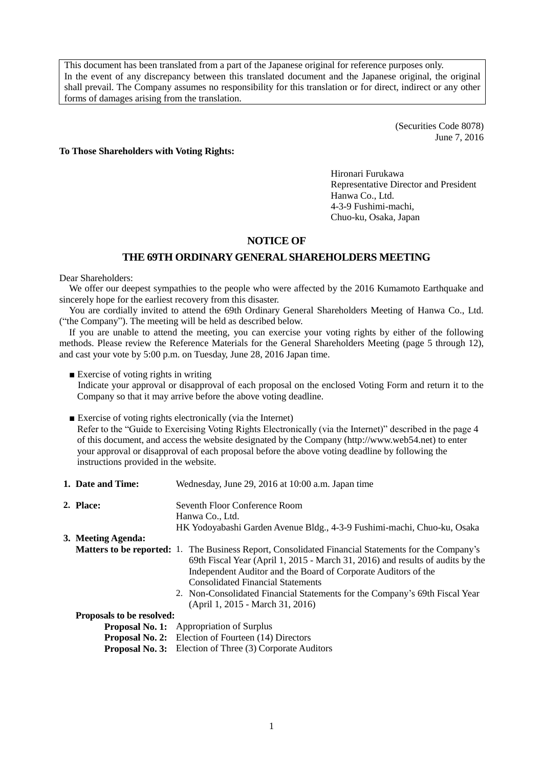> This document has been translated from a part of the Japanese original for reference purposes only. In the event of any discrepancy between this translated document and the Japanese original, the original shall prevail. The Company assumes no responsibility for this translation or for direct, indirect or any other forms of damages arising from the translation.

(Securities Code 8078)
June 7, 2016

**To Those Shareholders with Voting Rights:**

Hironari Furukawa
Representative Director and President
Hanwa Co., Ltd.
4-3-9 Fushimi-machi,
Chuo-ku, Osaka, Japan

# NOTICE OF
# THE 69TH ORDINARY GENERAL SHAREHOLDERS MEETING

Dear Shareholders:

We offer our deepest sympathies to the people who were affected by the 2016 Kumamoto Earthquake and sincerely hope for the earliest recovery from this disaster.

You are cordially invited to attend the 69th Ordinary General Shareholders Meeting of Hanwa Co., Ltd. ("the Company"). The meeting will be held as described below.

If you are unable to attend the meeting, you can exercise your voting rights by either of the following methods. Please review the Reference Materials for the General Shareholders Meeting (page 5 through 12), and cast your vote by 5:00 p.m. on Tuesday, June 28, 2016 Japan time.

■ Exercise of voting rights in writing
Indicate your approval or disapproval of each proposal on the enclosed Voting Form and return it to the Company so that it may arrive before the above voting deadline.

■ Exercise of voting rights electronically (via the Internet)
Refer to the "Guide to Exercising Voting Rights Electronically (via the Internet)" described in the page 4 of this document, and access the website designated by the Company (http://www.web54.net) to enter your approval or disapproval of each proposal before the above voting deadline by following the instructions provided in the website.

**1. Date and Time:** Wednesday, June 29, 2016 at 10:00 a.m. Japan time

**2. Place:** Seventh Floor Conference Room
Hanwa Co., Ltd.
HK Yodoyabashi Garden Avenue Bldg., 4-3-9 Fushimi-machi, Chuo-ku, Osaka

**3. Meeting Agenda:**

**Matters to be reported:**
1. The Business Report, Consolidated Financial Statements for the Company's 69th Fiscal Year (April 1, 2015 - March 31, 2016) and results of audits by the Independent Auditor and the Board of Corporate Auditors of the Consolidated Financial Statements
2. Non-Consolidated Financial Statements for the Company's 69th Fiscal Year (April 1, 2015 - March 31, 2016)

**Proposals to be resolved:**

**Proposal No. 1:** Appropriation of Surplus
**Proposal No. 2:** Election of Fourteen (14) Directors
**Proposal No. 3:** Election of Three (3) Corporate Auditors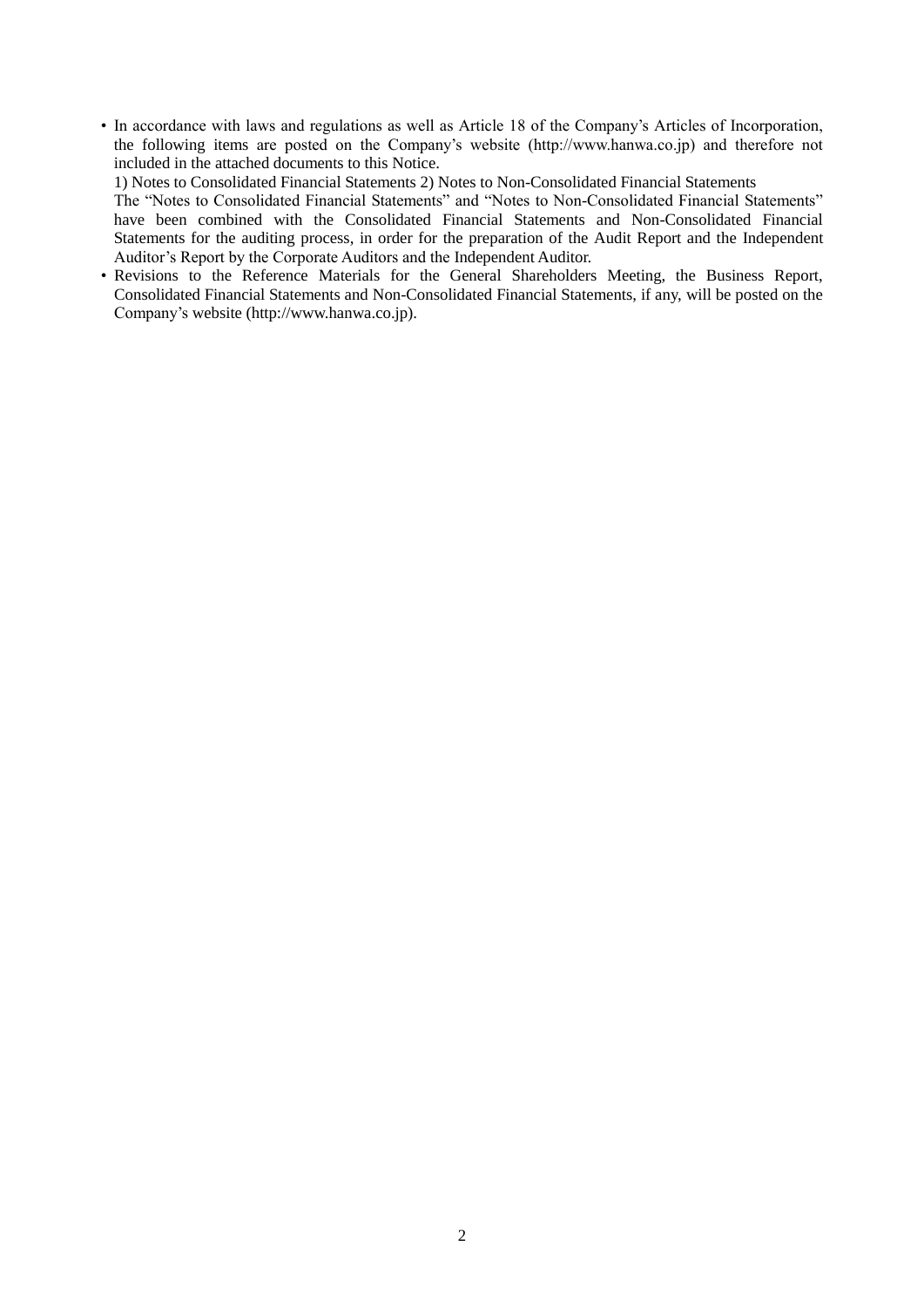- In accordance with laws and regulations as well as Article 18 of the Company's Articles of Incorporation, the following items are posted on the Company's website (http://www.hanwa.co.jp) and therefore not included in the attached documents to this Notice.

  1) Notes to Consolidated Financial Statements 2) Notes to Non-Consolidated Financial Statements

  The "Notes to Consolidated Financial Statements" and "Notes to Non-Consolidated Financial Statements" have been combined with the Consolidated Financial Statements and Non-Consolidated Financial Statements for the auditing process, in order for the preparation of the Audit Report and the Independent Auditor's Report by the Corporate Auditors and the Independent Auditor.
- Revisions to the Reference Materials for the General Shareholders Meeting, the Business Report, Consolidated Financial Statements and Non-Consolidated Financial Statements, if any, will be posted on the Company's website (http://www.hanwa.co.jp).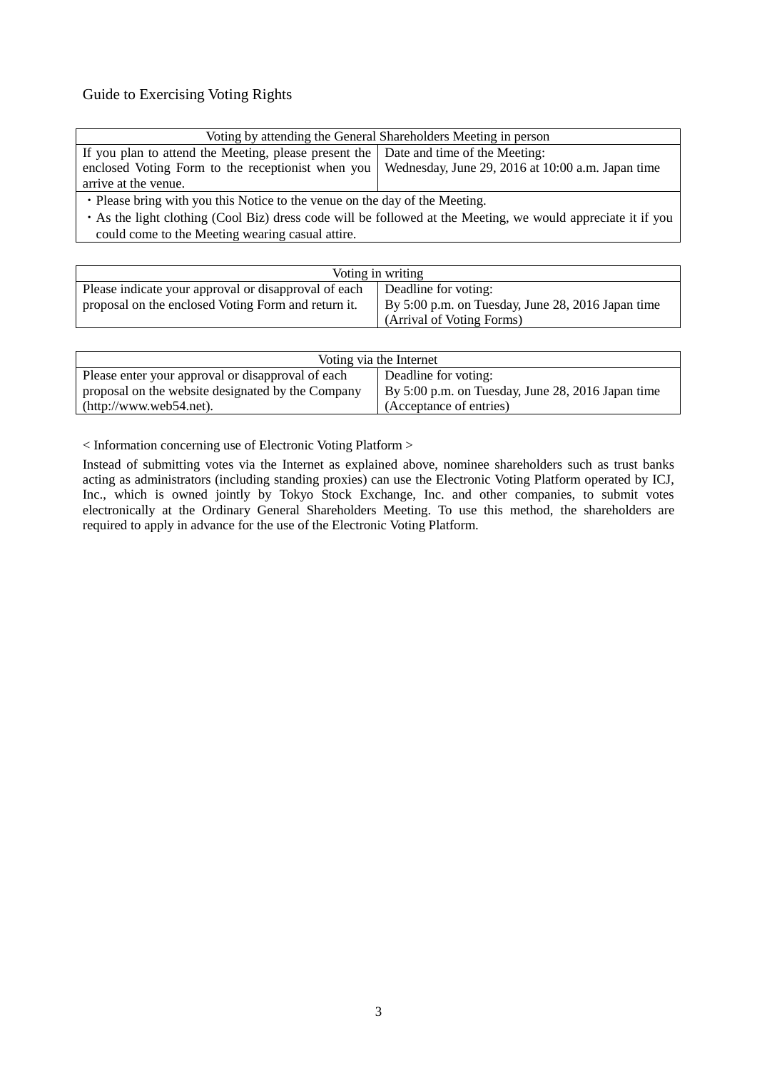## Guide to Exercising Voting Rights

| Voting by attending the General Shareholders Meeting in person | |
|---|---|
| If you plan to attend the Meeting, please present the enclosed Voting Form to the receptionist when you arrive at the venue. | Date and time of the Meeting: Wednesday, June 29, 2016 at 10:00 a.m. Japan time |
| ・Please bring with you this Notice to the venue on the day of the Meeting.<br>・As the light clothing (Cool Biz) dress code will be followed at the Meeting, we would appreciate it if you could come to the Meeting wearing casual attire. | |

| Voting in writing | |
|---|---|
| Please indicate your approval or disapproval of each proposal on the enclosed Voting Form and return it. | Deadline for voting: By 5:00 p.m. on Tuesday, June 28, 2016 Japan time (Arrival of Voting Forms) |

| Voting via the Internet | |
|---|---|
| Please enter your approval or disapproval of each proposal on the website designated by the Company (http://www.web54.net). | Deadline for voting: By 5:00 p.m. on Tuesday, June 28, 2016 Japan time (Acceptance of entries) |

< Information concerning use of Electronic Voting Platform >

Instead of submitting votes via the Internet as explained above, nominee shareholders such as trust banks acting as administrators (including standing proxies) can use the Electronic Voting Platform operated by ICJ, Inc., which is owned jointly by Tokyo Stock Exchange, Inc. and other companies, to submit votes electronically at the Ordinary General Shareholders Meeting. To use this method, the shareholders are required to apply in advance for the use of the Electronic Voting Platform.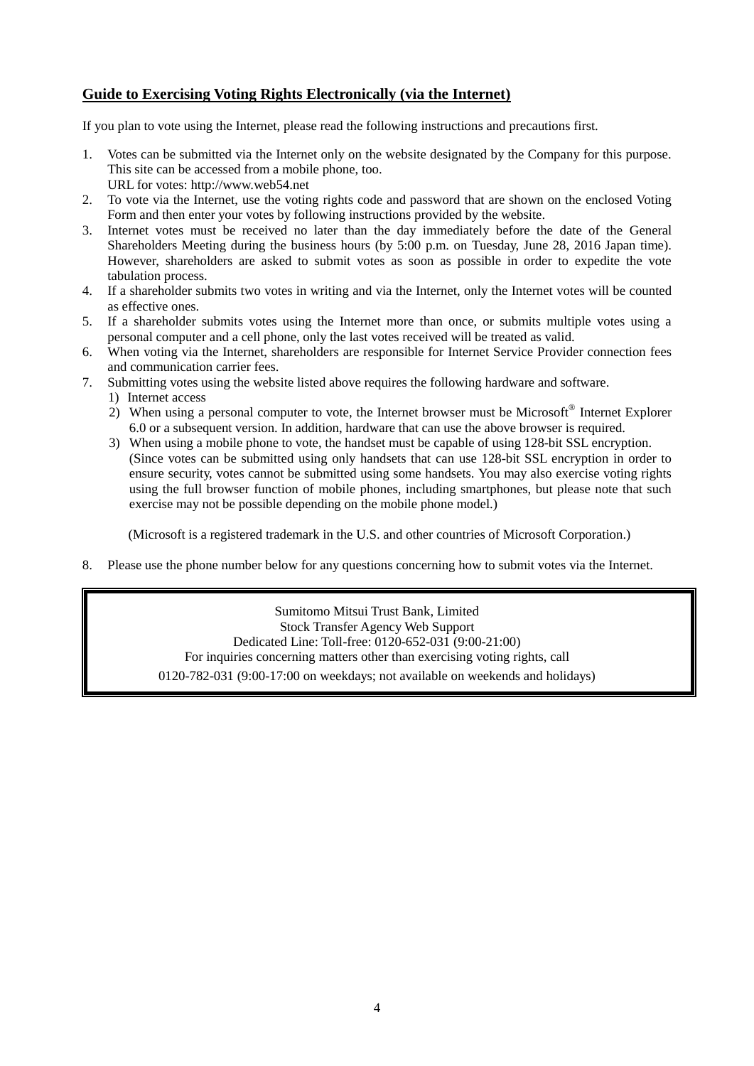## Guide to Exercising Voting Rights Electronically (via the Internet)

If you plan to vote using the Internet, please read the following instructions and precautions first.

1. Votes can be submitted via the Internet only on the website designated by the Company for this purpose. This site can be accessed from a mobile phone, too.
   URL for votes: http://www.web54.net
2. To vote via the Internet, use the voting rights code and password that are shown on the enclosed Voting Form and then enter your votes by following instructions provided by the website.
3. Internet votes must be received no later than the day immediately before the date of the General Shareholders Meeting during the business hours (by 5:00 p.m. on Tuesday, June 28, 2016 Japan time). However, shareholders are asked to submit votes as soon as possible in order to expedite the vote tabulation process.
4. If a shareholder submits two votes in writing and via the Internet, only the Internet votes will be counted as effective ones.
5. If a shareholder submits votes using the Internet more than once, or submits multiple votes using a personal computer and a cell phone, only the last votes received will be treated as valid.
6. When voting via the Internet, shareholders are responsible for Internet Service Provider connection fees and communication carrier fees.
7. Submitting votes using the website listed above requires the following hardware and software.
   1) Internet access
   2) When using a personal computer to vote, the Internet browser must be Microsoft® Internet Explorer 6.0 or a subsequent version. In addition, hardware that can use the above browser is required.
   3) When using a mobile phone to vote, the handset must be capable of using 128-bit SSL encryption. (Since votes can be submitted using only handsets that can use 128-bit SSL encryption in order to ensure security, votes cannot be submitted using some handsets. You may also exercise voting rights using the full browser function of mobile phones, including smartphones, but please note that such exercise may not be possible depending on the mobile phone model.)

   (Microsoft is a registered trademark in the U.S. and other countries of Microsoft Corporation.)

8. Please use the phone number below for any questions concerning how to submit votes via the Internet.

> Sumitomo Mitsui Trust Bank, Limited
> Stock Transfer Agency Web Support
> Dedicated Line: Toll-free: 0120-652-031 (9:00-21:00)
> For inquiries concerning matters other than exercising voting rights, call
> 0120-782-031 (9:00-17:00 on weekdays; not available on weekends and holidays)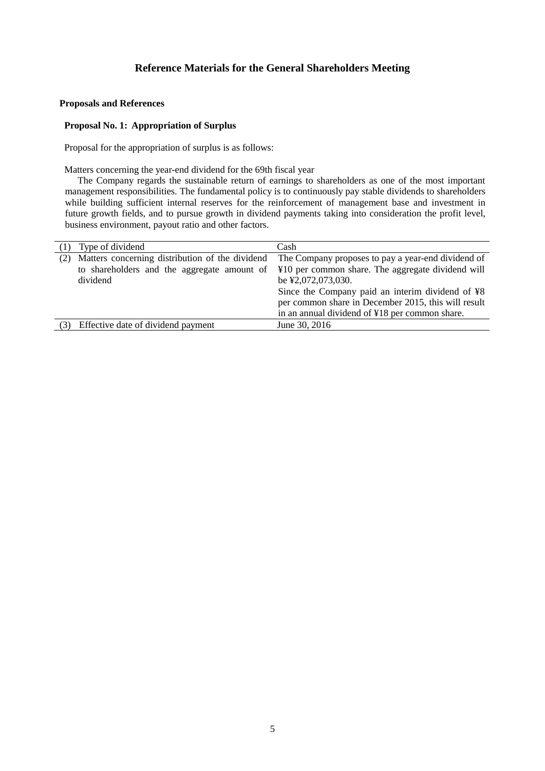# Reference Materials for the General Shareholders Meeting

## Proposals and References

### Proposal No. 1: Appropriation of Surplus

Proposal for the appropriation of surplus is as follows:

Matters concerning the year-end dividend for the 69th fiscal year

The Company regards the sustainable return of earnings to shareholders as one of the most important management responsibilities. The fundamental policy is to continuously pay stable dividends to shareholders while building sufficient internal reserves for the reinforcement of management base and investment in future growth fields, and to pursue growth in dividend payments taking into consideration the profit level, business environment, payout ratio and other factors.

| | | |
|---|---|---|
| (1) | Type of dividend | Cash |
| (2) | Matters concerning distribution of the dividend to shareholders and the aggregate amount of dividend | The Company proposes to pay a year-end dividend of ¥10 per common share. The aggregate dividend will be ¥2,072,073,030.<br>Since the Company paid an interim dividend of ¥8 per common share in December 2015, this will result in an annual dividend of ¥18 per common share. |
| (3) | Effective date of dividend payment | June 30, 2016 |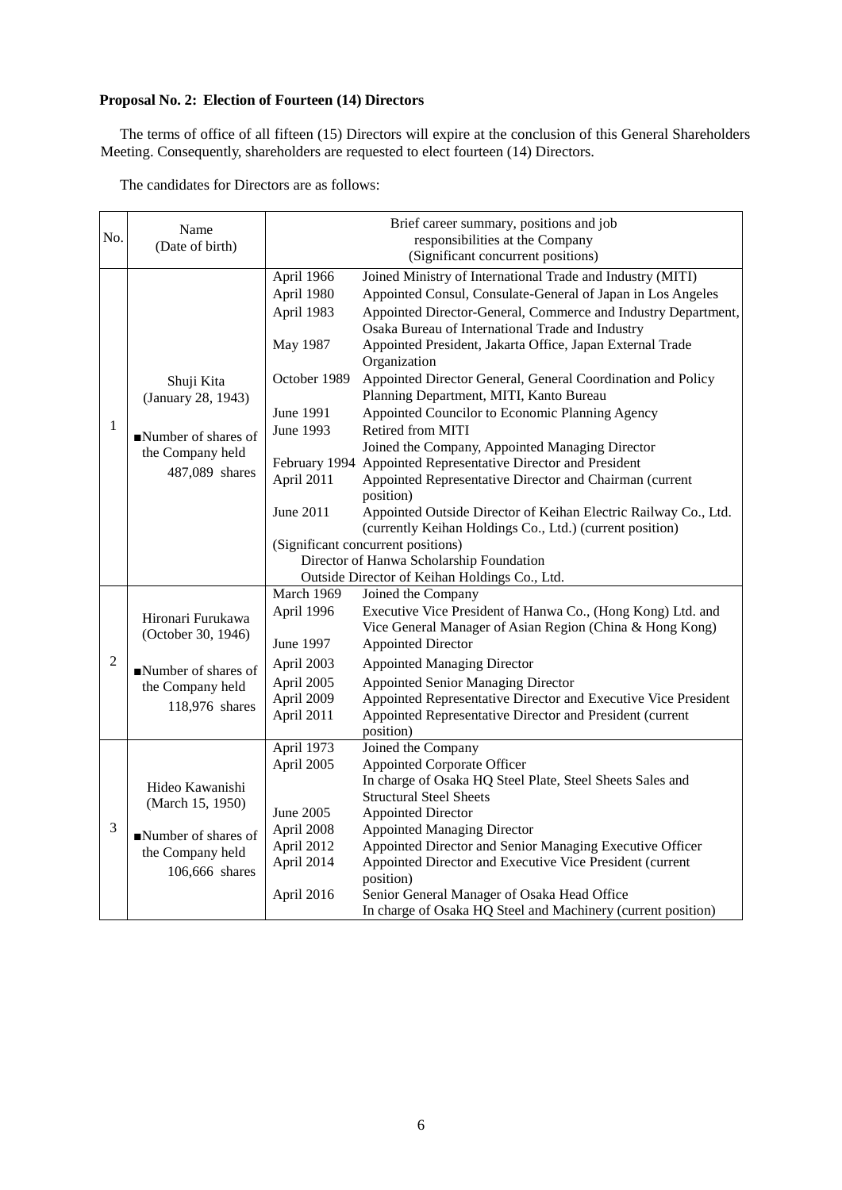**Proposal No. 2: Election of Fourteen (14) Directors**

The terms of office of all fifteen (15) Directors will expire at the conclusion of this General Shareholders Meeting. Consequently, shareholders are requested to elect fourteen (14) Directors.

The candidates for Directors are as follows:

| No. | Name (Date of birth) | Brief career summary, positions and job responsibilities at the Company (Significant concurrent positions) | |
|---|---|---|---|
| 1 | Shuji Kita (January 28, 1943)<br><br>■Number of shares of the Company held 487,089 shares | April 1966 | Joined Ministry of International Trade and Industry (MITI) |
| | | April 1980 | Appointed Consul, Consulate-General of Japan in Los Angeles |
| | | April 1983 | Appointed Director-General, Commerce and Industry Department, Osaka Bureau of International Trade and Industry |
| | | May 1987 | Appointed President, Jakarta Office, Japan External Trade Organization |
| | | October 1989 | Appointed Director General, General Coordination and Policy Planning Department, MITI, Kanto Bureau |
| | | June 1991 | Appointed Councilor to Economic Planning Agency |
| | | June 1993 | Retired from MITI<br>Joined the Company, Appointed Managing Director |
| | | February 1994 | Appointed Representative Director and President |
| | | April 2011 | Appointed Representative Director and Chairman (current position) |
| | | June 2011 | Appointed Outside Director of Keihan Electric Railway Co., Ltd. (currently Keihan Holdings Co., Ltd.) (current position) |
| | | (Significant concurrent positions)<br>Director of Hanwa Scholarship Foundation<br>Outside Director of Keihan Holdings Co., Ltd. | |
| 2 | Hironari Furukawa (October 30, 1946)<br><br>■Number of shares of the Company held 118,976 shares | March 1969 | Joined the Company |
| | | April 1996 | Executive Vice President of Hanwa Co., (Hong Kong) Ltd. and Vice General Manager of Asian Region (China & Hong Kong) |
| | | June 1997 | Appointed Director |
| | | April 2003 | Appointed Managing Director |
| | | April 2005 | Appointed Senior Managing Director |
| | | April 2009 | Appointed Representative Director and Executive Vice President |
| | | April 2011 | Appointed Representative Director and President (current position) |
| 3 | Hideo Kawanishi (March 15, 1950)<br><br>■Number of shares of the Company held 106,666 shares | April 1973 | Joined the Company |
| | | April 2005 | Appointed Corporate Officer<br>In charge of Osaka HQ Steel Plate, Steel Sheets Sales and Structural Steel Sheets |
| | | June 2005 | Appointed Director |
| | | April 2008 | Appointed Managing Director |
| | | April 2012 | Appointed Director and Senior Managing Executive Officer |
| | | April 2014 | Appointed Director and Executive Vice President (current position) |
| | | April 2016 | Senior General Manager of Osaka Head Office<br>In charge of Osaka HQ Steel and Machinery (current position) |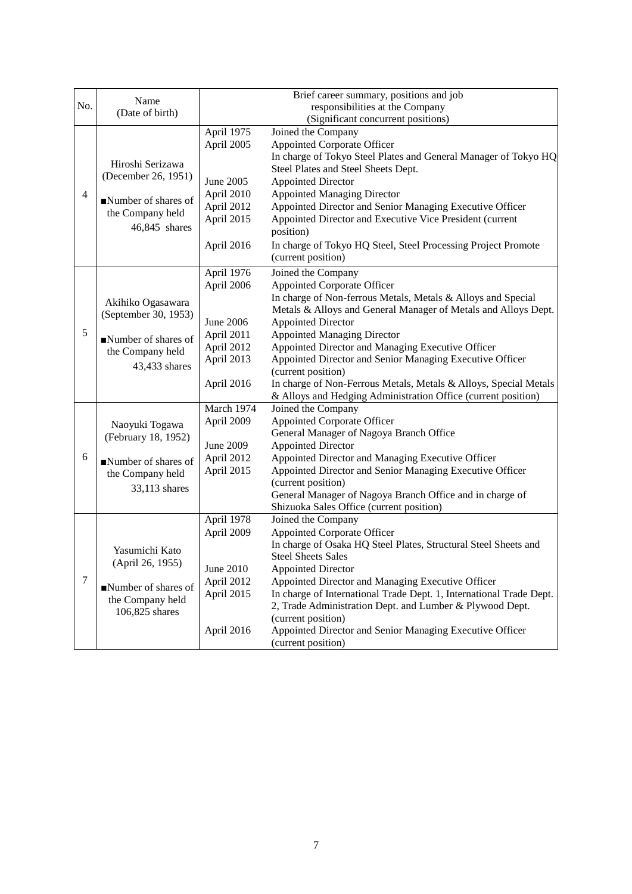| No. | Name (Date of birth) | Brief career summary, positions and job responsibilities at the Company (Significant concurrent positions) | |
|---|---|---|---|
| 4 | Hiroshi Serizawa (December 26, 1951)<br><br>■Number of shares of the Company held 46,845 shares | April 1975<br>April 2005<br><br><br>June 2005<br>April 2010<br>April 2012<br>April 2015<br><br>April 2016 | Joined the Company<br>Appointed Corporate Officer<br>In charge of Tokyo Steel Plates and General Manager of Tokyo HQ Steel Plates and Steel Sheets Dept.<br>Appointed Director<br>Appointed Managing Director<br>Appointed Director and Senior Managing Executive Officer<br>Appointed Director and Executive Vice President (current position)<br>In charge of Tokyo HQ Steel, Steel Processing Project Promote (current position) |
| 5 | Akihiko Ogasawara (September 30, 1953)<br><br>■Number of shares of the Company held 43,433 shares | April 1976<br>April 2006<br><br><br>June 2006<br>April 2011<br>April 2012<br>April 2013<br><br>April 2016 | Joined the Company<br>Appointed Corporate Officer<br>In charge of Non-ferrous Metals, Metals & Alloys and Special Metals & Alloys and General Manager of Metals and Alloys Dept.<br>Appointed Director<br>Appointed Managing Director<br>Appointed Director and Managing Executive Officer<br>Appointed Director and Senior Managing Executive Officer (current position)<br>In charge of Non-Ferrous Metals, Metals & Alloys, Special Metals & Alloys and Hedging Administration Office (current position) |
| 6 | Naoyuki Togawa (February 18, 1952)<br><br>■Number of shares of the Company held 33,113 shares | March 1974<br>April 2009<br><br>June 2009<br>April 2012<br>April 2015 | Joined the Company<br>Appointed Corporate Officer<br>General Manager of Nagoya Branch Office<br>Appointed Director<br>Appointed Director and Managing Executive Officer<br>Appointed Director and Senior Managing Executive Officer (current position)<br>General Manager of Nagoya Branch Office and in charge of Shizuoka Sales Office (current position) |
| 7 | Yasumichi Kato (April 26, 1955)<br><br>■Number of shares of the Company held 106,825 shares | April 1978<br>April 2009<br><br><br>June 2010<br>April 2012<br>April 2015<br><br><br>April 2016 | Joined the Company<br>Appointed Corporate Officer<br>In charge of Osaka HQ Steel Plates, Structural Steel Sheets and Steel Sheets Sales<br>Appointed Director<br>Appointed Director and Managing Executive Officer<br>In charge of International Trade Dept. 1, International Trade Dept. 2, Trade Administration Dept. and Lumber & Plywood Dept. (current position)<br>Appointed Director and Senior Managing Executive Officer (current position) |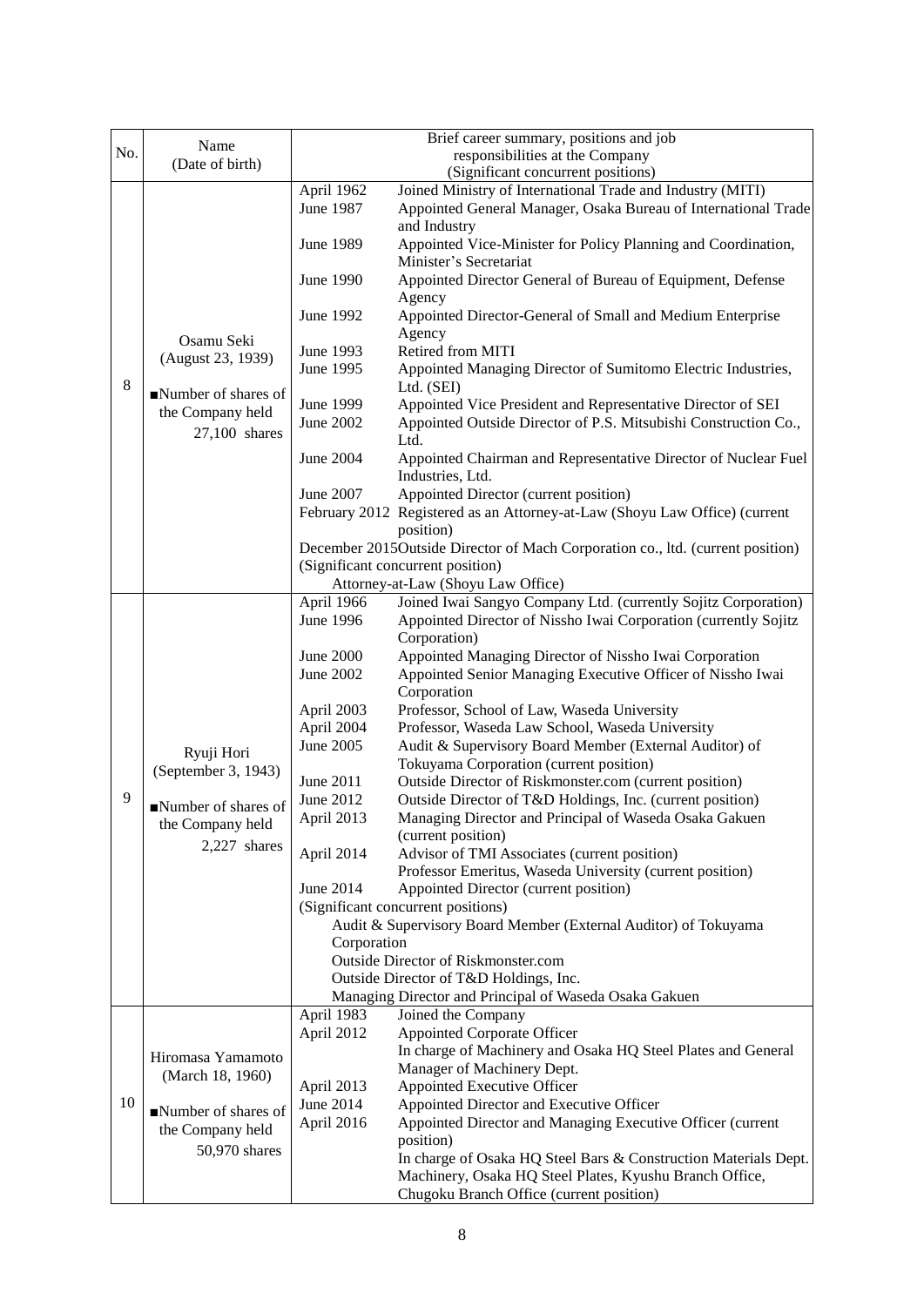| No. | Name (Date of birth) | Brief career summary, positions and job responsibilities at the Company (Significant concurrent positions) |
|---|---|---|
| 8 | Osamu Seki (August 23, 1939) ■Number of shares of the Company held 27,100 shares | April 1962 Joined Ministry of International Trade and Industry (MITI)<br>June 1987 Appointed General Manager, Osaka Bureau of International Trade and Industry<br>June 1989 Appointed Vice-Minister for Policy Planning and Coordination, Minister's Secretariat<br>June 1990 Appointed Director General of Bureau of Equipment, Defense Agency<br>June 1992 Appointed Director-General of Small and Medium Enterprise Agency<br>June 1993 Retired from MITI<br>June 1995 Appointed Managing Director of Sumitomo Electric Industries, Ltd. (SEI)<br>June 1999 Appointed Vice President and Representative Director of SEI<br>June 2002 Appointed Outside Director of P.S. Mitsubishi Construction Co., Ltd.<br>June 2004 Appointed Chairman and Representative Director of Nuclear Fuel Industries, Ltd.<br>June 2007 Appointed Director (current position)<br>February 2012 Registered as an Attorney-at-Law (Shoyu Law Office) (current position)<br>December 2015Outside Director of Mach Corporation co., ltd. (current position)<br>(Significant concurrent position)<br>Attorney-at-Law (Shoyu Law Office) |
| 9 | Ryuji Hori (September 3, 1943) ■Number of shares of the Company held 2,227 shares | April 1966 Joined Iwai Sangyo Company Ltd. (currently Sojitz Corporation)<br>June 1996 Appointed Director of Nissho Iwai Corporation (currently Sojitz Corporation)<br>June 2000 Appointed Managing Director of Nissho Iwai Corporation<br>June 2002 Appointed Senior Managing Executive Officer of Nissho Iwai Corporation<br>April 2003 Professor, School of Law, Waseda University<br>April 2004 Professor, Waseda Law School, Waseda University<br>June 2005 Audit & Supervisory Board Member (External Auditor) of Tokuyama Corporation (current position)<br>June 2011 Outside Director of Riskmonster.com (current position)<br>June 2012 Outside Director of T&D Holdings, Inc. (current position)<br>April 2013 Managing Director and Principal of Waseda Osaka Gakuen (current position)<br>April 2014 Advisor of TMI Associates (current position)<br>Professor Emeritus, Waseda University (current position)<br>June 2014 Appointed Director (current position)<br>(Significant concurrent positions)<br>Audit & Supervisory Board Member (External Auditor) of Tokuyama Corporation<br>Outside Director of Riskmonster.com<br>Outside Director of T&D Holdings, Inc.<br>Managing Director and Principal of Waseda Osaka Gakuen |
| 10 | Hiromasa Yamamoto (March 18, 1960) ■Number of shares of the Company held 50,970 shares | April 1983 Joined the Company<br>April 2012 Appointed Corporate Officer<br>In charge of Machinery and Osaka HQ Steel Plates and General Manager of Machinery Dept.<br>April 2013 Appointed Executive Officer<br>June 2014 Appointed Director and Executive Officer<br>April 2016 Appointed Director and Managing Executive Officer (current position)<br>In charge of Osaka HQ Steel Bars & Construction Materials Dept. Machinery, Osaka HQ Steel Plates, Kyushu Branch Office, Chugoku Branch Office (current position) |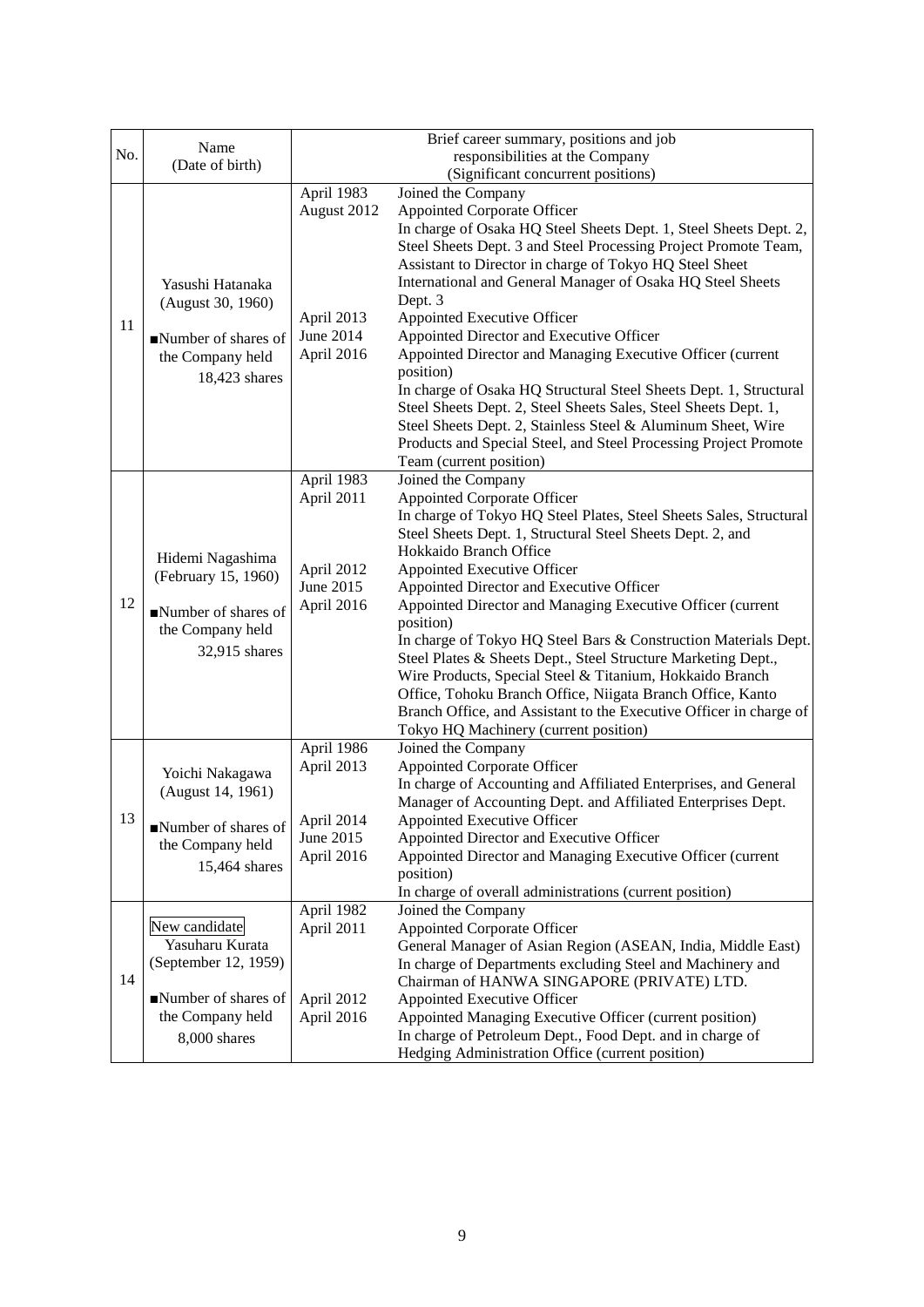| No. | Name (Date of birth) | Brief career summary, positions and job responsibilities at the Company (Significant concurrent positions) | |
|---|---|---|---|
| 11 | Yasushi Hatanaka (August 30, 1960)<br><br>■Number of shares of the Company held 18,423 shares | April 1983 | Joined the Company |
| | | August 2012 | Appointed Corporate Officer<br>In charge of Osaka HQ Steel Sheets Dept. 1, Steel Sheets Dept. 2, Steel Sheets Dept. 3 and Steel Processing Project Promote Team, Assistant to Director in charge of Tokyo HQ Steel Sheet International and General Manager of Osaka HQ Steel Sheets Dept. 3 |
| | | April 2013 | Appointed Executive Officer |
| | | June 2014 | Appointed Director and Executive Officer |
| | | April 2016 | Appointed Director and Managing Executive Officer (current position)<br>In charge of Osaka HQ Structural Steel Sheets Dept. 1, Structural Steel Sheets Dept. 2, Steel Sheets Sales, Steel Sheets Dept. 1, Steel Sheets Dept. 2, Stainless Steel & Aluminum Sheet, Wire Products and Special Steel, and Steel Processing Project Promote Team (current position) |
| 12 | Hidemi Nagashima (February 15, 1960)<br><br>■Number of shares of the Company held 32,915 shares | April 1983 | Joined the Company |
| | | April 2011 | Appointed Corporate Officer<br>In charge of Tokyo HQ Steel Plates, Steel Sheets Sales, Structural Steel Sheets Dept. 1, Structural Steel Sheets Dept. 2, and Hokkaido Branch Office |
| | | April 2012 | Appointed Executive Officer |
| | | June 2015 | Appointed Director and Executive Officer |
| | | April 2016 | Appointed Director and Managing Executive Officer (current position)<br>In charge of Tokyo HQ Steel Bars & Construction Materials Dept. Steel Plates & Sheets Dept., Steel Structure Marketing Dept., Wire Products, Special Steel & Titanium, Hokkaido Branch Office, Tohoku Branch Office, Niigata Branch Office, Kanto Branch Office, and Assistant to the Executive Officer in charge of Tokyo HQ Machinery (current position) |
| 13 | Yoichi Nakagawa (August 14, 1961)<br><br>■Number of shares of the Company held 15,464 shares | April 1986 | Joined the Company |
| | | April 2013 | Appointed Corporate Officer<br>In charge of Accounting and Affiliated Enterprises, and General Manager of Accounting Dept. and Affiliated Enterprises Dept. |
| | | April 2014 | Appointed Executive Officer |
| | | June 2015 | Appointed Director and Executive Officer |
| | | April 2016 | Appointed Director and Managing Executive Officer (current position)<br>In charge of overall administrations (current position) |
| 14 | New candidate<br>Yasuharu Kurata (September 12, 1959)<br><br>■Number of shares of the Company held 8,000 shares | April 1982 | Joined the Company |
| | | April 2011 | Appointed Corporate Officer<br>General Manager of Asian Region (ASEAN, India, Middle East) In charge of Departments excluding Steel and Machinery and Chairman of HANWA SINGAPORE (PRIVATE) LTD. |
| | | April 2012 | Appointed Executive Officer |
| | | April 2016 | Appointed Managing Executive Officer (current position)<br>In charge of Petroleum Dept., Food Dept. and in charge of Hedging Administration Office (current position) |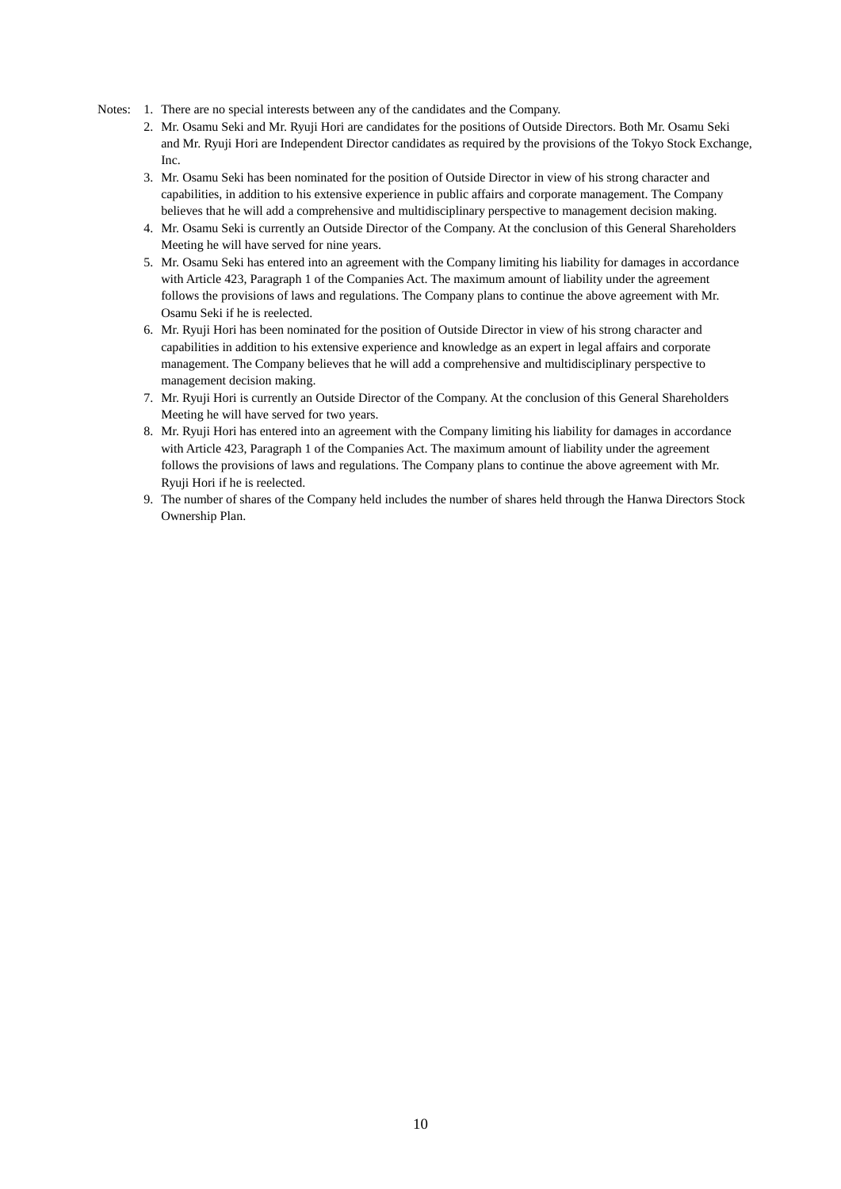Notes:

1. There are no special interests between any of the candidates and the Company.
2. Mr. Osamu Seki and Mr. Ryuji Hori are candidates for the positions of Outside Directors. Both Mr. Osamu Seki and Mr. Ryuji Hori are Independent Director candidates as required by the provisions of the Tokyo Stock Exchange, Inc.
3. Mr. Osamu Seki has been nominated for the position of Outside Director in view of his strong character and capabilities, in addition to his extensive experience in public affairs and corporate management. The Company believes that he will add a comprehensive and multidisciplinary perspective to management decision making.
4. Mr. Osamu Seki is currently an Outside Director of the Company. At the conclusion of this General Shareholders Meeting he will have served for nine years.
5. Mr. Osamu Seki has entered into an agreement with the Company limiting his liability for damages in accordance with Article 423, Paragraph 1 of the Companies Act. The maximum amount of liability under the agreement follows the provisions of laws and regulations. The Company plans to continue the above agreement with Mr. Osamu Seki if he is reelected.
6. Mr. Ryuji Hori has been nominated for the position of Outside Director in view of his strong character and capabilities in addition to his extensive experience and knowledge as an expert in legal affairs and corporate management. The Company believes that he will add a comprehensive and multidisciplinary perspective to management decision making.
7. Mr. Ryuji Hori is currently an Outside Director of the Company. At the conclusion of this General Shareholders Meeting he will have served for two years.
8. Mr. Ryuji Hori has entered into an agreement with the Company limiting his liability for damages in accordance with Article 423, Paragraph 1 of the Companies Act. The maximum amount of liability under the agreement follows the provisions of laws and regulations. The Company plans to continue the above agreement with Mr. Ryuji Hori if he is reelected.
9. The number of shares of the Company held includes the number of shares held through the Hanwa Directors Stock Ownership Plan.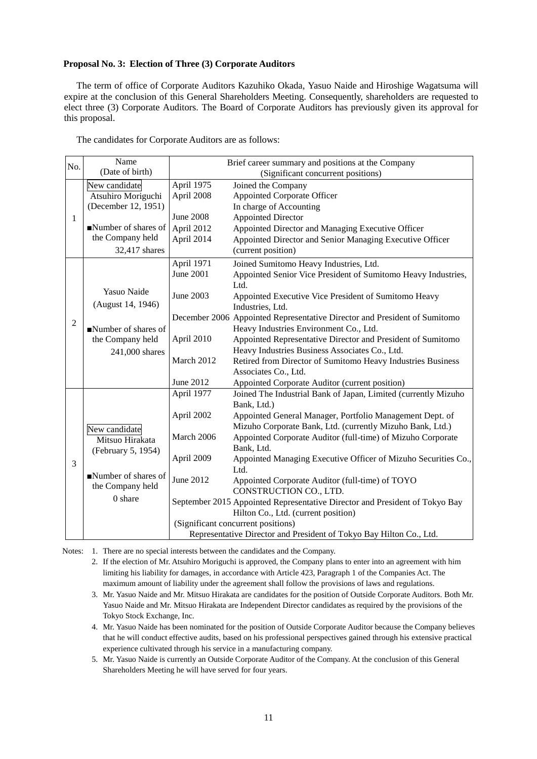**Proposal No. 3: Election of Three (3) Corporate Auditors**

The term of office of Corporate Auditors Kazuhiko Okada, Yasuo Naide and Hiroshige Wagatsuma will expire at the conclusion of this General Shareholders Meeting. Consequently, shareholders are requested to elect three (3) Corporate Auditors. The Board of Corporate Auditors has previously given its approval for this proposal.

The candidates for Corporate Auditors are as follows:

| No. | Name (Date of birth) | Brief career summary and positions at the Company (Significant concurrent positions) | |
|---|---|---|---|
| 1 | New candidate<br>Atsuhiro Moriguchi<br>(December 12, 1951)<br><br>■Number of shares of the Company held<br>32,417 shares | April 1975 | Joined the Company |
| | | April 2008 | Appointed Corporate Officer<br>In charge of Accounting |
| | | June 2008 | Appointed Director |
| | | April 2012 | Appointed Director and Managing Executive Officer |
| | | April 2014 | Appointed Director and Senior Managing Executive Officer (current position) |
| 2 | Yasuo Naide<br>(August 14, 1946)<br><br>■Number of shares of the Company held<br>241,000 shares | April 1971 | Joined Sumitomo Heavy Industries, Ltd. |
| | | June 2001 | Appointed Senior Vice President of Sumitomo Heavy Industries, Ltd. |
| | | June 2003 | Appointed Executive Vice President of Sumitomo Heavy Industries, Ltd. |
| | | December 2006 | Appointed Representative Director and President of Sumitomo Heavy Industries Environment Co., Ltd. |
| | | April 2010 | Appointed Representative Director and President of Sumitomo Heavy Industries Business Associates Co., Ltd. |
| | | March 2012 | Retired from Director of Sumitomo Heavy Industries Business Associates Co., Ltd. |
| | | June 2012 | Appointed Corporate Auditor (current position) |
| 3 | New candidate<br>Mitsuo Hirakata<br>(February 5, 1954)<br><br>■Number of shares of the Company held<br>0 share | April 1977 | Joined The Industrial Bank of Japan, Limited (currently Mizuho Bank, Ltd.) |
| | | April 2002 | Appointed General Manager, Portfolio Management Dept. of Mizuho Corporate Bank, Ltd. (currently Mizuho Bank, Ltd.) |
| | | March 2006 | Appointed Corporate Auditor (full-time) of Mizuho Corporate Bank, Ltd. |
| | | April 2009 | Appointed Managing Executive Officer of Mizuho Securities Co., Ltd. |
| | | June 2012 | Appointed Corporate Auditor (full-time) of TOYO CONSTRUCTION CO., LTD. |
| | | September 2015 | Appointed Representative Director and President of Tokyo Bay Hilton Co., Ltd. (current position) |
| | | (Significant concurrent positions)<br>Representative Director and President of Tokyo Bay Hilton Co., Ltd. | |

Notes:
1. There are no special interests between the candidates and the Company.
2. If the election of Mr. Atsuhiro Moriguchi is approved, the Company plans to enter into an agreement with him limiting his liability for damages, in accordance with Article 423, Paragraph 1 of the Companies Act. The maximum amount of liability under the agreement shall follow the provisions of laws and regulations.
3. Mr. Yasuo Naide and Mr. Mitsuo Hirakata are candidates for the position of Outside Corporate Auditors. Both Mr. Yasuo Naide and Mr. Mitsuo Hirakata are Independent Director candidates as required by the provisions of the Tokyo Stock Exchange, Inc.
4. Mr. Yasuo Naide has been nominated for the position of Outside Corporate Auditor because the Company believes that he will conduct effective audits, based on his professional perspectives gained through his extensive practical experience cultivated through his service in a manufacturing company.
5. Mr. Yasuo Naide is currently an Outside Corporate Auditor of the Company. At the conclusion of this General Shareholders Meeting he will have served for four years.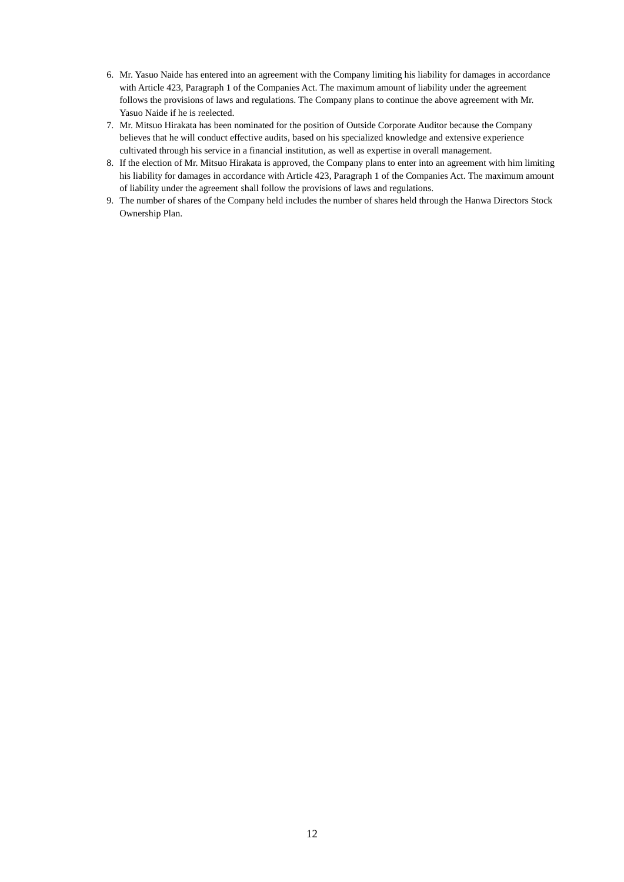6. Mr. Yasuo Naide has entered into an agreement with the Company limiting his liability for damages in accordance with Article 423, Paragraph 1 of the Companies Act. The maximum amount of liability under the agreement follows the provisions of laws and regulations. The Company plans to continue the above agreement with Mr. Yasuo Naide if he is reelected.
7. Mr. Mitsuo Hirakata has been nominated for the position of Outside Corporate Auditor because the Company believes that he will conduct effective audits, based on his specialized knowledge and extensive experience cultivated through his service in a financial institution, as well as expertise in overall management.
8. If the election of Mr. Mitsuo Hirakata is approved, the Company plans to enter into an agreement with him limiting his liability for damages in accordance with Article 423, Paragraph 1 of the Companies Act. The maximum amount of liability under the agreement shall follow the provisions of laws and regulations.
9. The number of shares of the Company held includes the number of shares held through the Hanwa Directors Stock Ownership Plan.